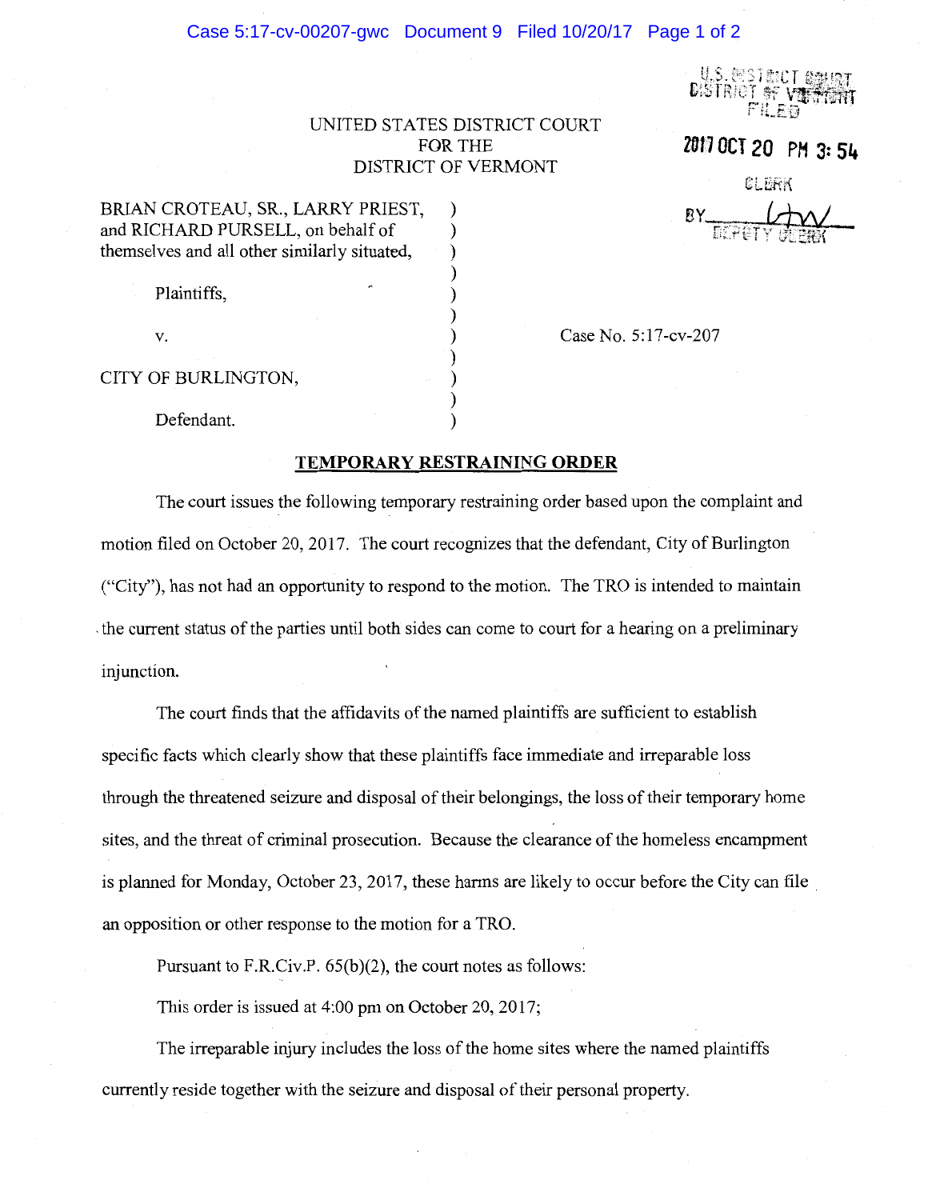UNITED STATES DISTRICT COURT
FOR THE
DISTRICT OF VERMONT

U.S. DISTRICT COURT
DISTRICT OF VERMONT
FILED

2017 OCT 20 PM 3:54

CLERK

BY ___
DEPUTY CLERK

BRIAN CROTEAU, SR., LARRY PRIEST, and RICHARD PURSELL, on behalf of themselves and all other similarly situated,

Plaintiffs,

v.

CITY OF BURLINGTON,

Defendant.

Case No. 5:17-cv-207

## TEMPORARY RESTRAINING ORDER

The court issues the following temporary restraining order based upon the complaint and motion filed on October 20, 2017. The court recognizes that the defendant, City of Burlington ("City"), has not had an opportunity to respond to the motion. The TRO is intended to maintain the current status of the parties until both sides can come to court for a hearing on a preliminary injunction.

The court finds that the affidavits of the named plaintiffs are sufficient to establish specific facts which clearly show that these plaintiffs face immediate and irreparable loss through the threatened seizure and disposal of their belongings, the loss of their temporary home sites, and the threat of criminal prosecution. Because the clearance of the homeless encampment is planned for Monday, October 23, 2017, these harms are likely to occur before the City can file an opposition or other response to the motion for a TRO.

Pursuant to F.R.Civ.P. 65(b)(2), the court notes as follows:

This order is issued at 4:00 pm on October 20, 2017;

The irreparable injury includes the loss of the home sites where the named plaintiffs currently reside together with the seizure and disposal of their personal property.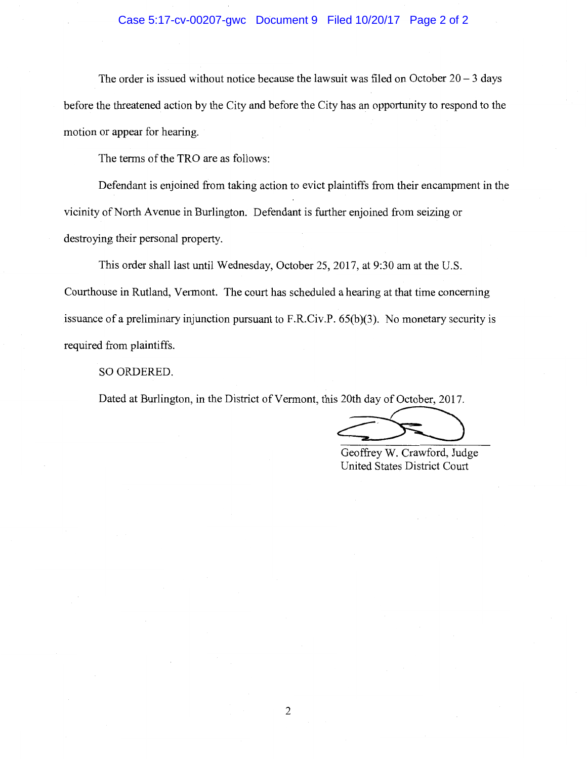The order is issued without notice because the lawsuit was filed on October 20 – 3 days before the threatened action by the City and before the City has an opportunity to respond to the motion or appear for hearing.

The terms of the TRO are as follows:

Defendant is enjoined from taking action to evict plaintiffs from their encampment in the vicinity of North Avenue in Burlington. Defendant is further enjoined from seizing or destroying their personal property.

This order shall last until Wednesday, October 25, 2017, at 9:30 am at the U.S. Courthouse in Rutland, Vermont. The court has scheduled a hearing at that time concerning issuance of a preliminary injunction pursuant to F.R.Civ.P. 65(b)(3). No monetary security is required from plaintiffs.

SO ORDERED.

Dated at Burlington, in the District of Vermont, this 20th day of October, 2017.

Geoffrey W. Crawford, Judge
United States District Court